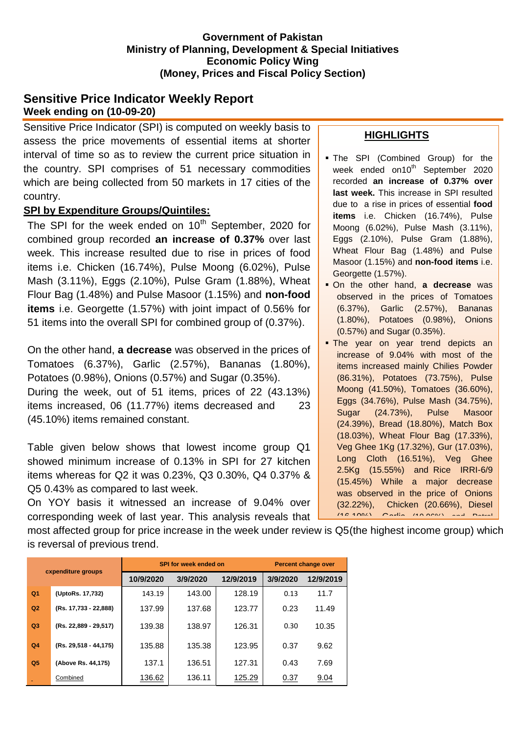**Government of Pakistan**
**Ministry of Planning, Development & Special Initiatives**
**Economic Policy Wing**
**(Money, Prices and Fiscal Policy Section)**

# Sensitive Price Indicator Weekly Report

**Week ending on (10-09-20)**

Sensitive Price Indicator (SPI) is computed on weekly basis to assess the price movements of essential items at shorter interval of time so as to review the current price situation in the country. SPI comprises of 51 necessary commodities which are being collected from 50 markets in 17 cities of the country.

## SPI by Expenditure Groups/Quintiles:

The SPI for the week ended on 10th September, 2020 for combined group recorded **an increase of 0.37%** over last week. This increase resulted due to rise in prices of food items i.e. Chicken (16.74%), Pulse Moong (6.02%), Pulse Mash (3.11%), Eggs (2.10%), Pulse Gram (1.88%), Wheat Flour Bag (1.48%) and Pulse Masoor (1.15%) and **non-food items** i.e. Georgette (1.57%) with joint impact of 0.56% for 51 items into the overall SPI for combined group of (0.37%).

On the other hand, **a decrease** was observed in the prices of Tomatoes (6.37%), Garlic (2.57%), Bananas (1.80%), Potatoes (0.98%), Onions (0.57%) and Sugar (0.35%).
During the week, out of 51 items, prices of 22 (43.13%) items increased, 06 (11.77%) items decreased and 23 (45.10%) items remained constant.

Table given below shows that lowest income group Q1 showed minimum increase of 0.13% in SPI for 27 kitchen items whereas for Q2 it was 0.23%, Q3 0.30%, Q4 0.37% & Q5 0.43% as compared to last week.
On YOY basis it witnessed an increase of 9.04% over corresponding week of last year. This analysis reveals that most affected group for price increase in the week under review is Q5(the highest income group) which is reversal of previous trend.

## HIGHLIGHTS

- The SPI (Combined Group) for the week ended on10th September 2020 recorded **an increase of 0.37% over last week.** This increase in SPI resulted due to a rise in prices of essential **food items** i.e. Chicken (16.74%), Pulse Moong (6.02%), Pulse Mash (3.11%), Eggs (2.10%), Pulse Gram (1.88%), Wheat Flour Bag (1.48%) and Pulse Masoor (1.15%) and **non-food items** i.e. Georgette (1.57%).
- On the other hand, **a decrease** was observed in the prices of Tomatoes (6.37%), Garlic (2.57%), Bananas (1.80%), Potatoes (0.98%), Onions (0.57%) and Sugar (0.35%).
- The year on year trend depicts an increase of 9.04% with most of the items increased mainly Chilies Powder (86.31%), Potatoes (73.75%), Pulse Moong (41.50%), Tomatoes (36.60%), Eggs (34.76%), Pulse Mash (34.75%), Sugar (24.73%), Pulse Masoor (24.39%), Bread (18.80%), Match Box (18.03%), Wheat Flour Bag (17.33%), Veg Ghee 1Kg (17.32%), Gur (17.03%), Long Cloth (16.51%), Veg Ghee 2.5Kg (15.55%) and Rice IRRI-6/9 (15.45%) While a major decrease was observed in the price of Onions (32.22%), Chicken (20.66%), Diesel (16.10%), Garlic (10.06%) and Petrol

| expenditure groups | | SPI for week ended on | | | Percent change over | |
|---|---|---|---|---|---|---|
| | | 10/9/2020 | 3/9/2020 | 12/9/2019 | 3/9/2020 | 12/9/2019 |
| Q1 | (UptoRs. 17,732) | 143.19 | 143.00 | 128.19 | 0.13 | 11.7 |
| Q2 | (Rs. 17,733 - 22,888) | 137.99 | 137.68 | 123.77 | 0.23 | 11.49 |
| Q3 | (Rs. 22,889 - 29,517) | 139.38 | 138.97 | 126.31 | 0.30 | 10.35 |
| Q4 | (Rs. 29,518 - 44,175) | 135.88 | 135.38 | 123.95 | 0.37 | 9.62 |
| Q5 | (Above Rs. 44,175) | 137.1 | 136.51 | 127.31 | 0.43 | 7.69 |
| | Combined | 136.62 | 136.11 | 125.29 | 0.37 | 9.04 |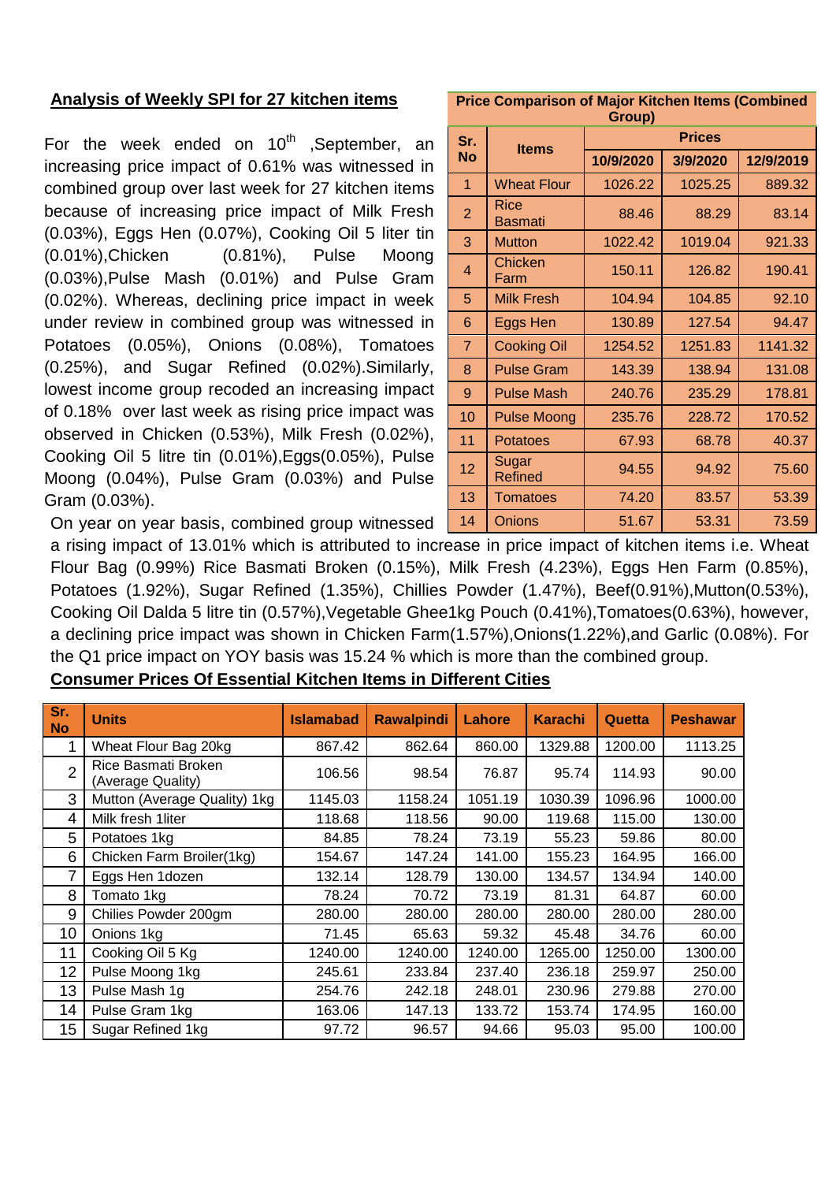## Analysis of Weekly SPI for 27 kitchen items

For the week ended on 10th ,September, an increasing price impact of 0.61% was witnessed in combined group over last week for 27 kitchen items because of increasing price impact of Milk Fresh (0.03%), Eggs Hen (0.07%), Cooking Oil 5 liter tin (0.01%),Chicken (0.81%), Pulse Moong (0.03%),Pulse Mash (0.01%) and Pulse Gram (0.02%). Whereas, declining price impact in week under review in combined group was witnessed in Potatoes (0.05%), Onions (0.08%), Tomatoes (0.25%), and Sugar Refined (0.02%).Similarly, lowest income group recoded an increasing impact of 0.18% over last week as rising price impact was observed in Chicken (0.53%), Milk Fresh (0.02%), Cooking Oil 5 litre tin (0.01%),Eggs(0.05%), Pulse Moong (0.04%), Pulse Gram (0.03%) and Pulse Gram (0.03%).

| Price Comparison of Major Kitchen Items (Combined Group) | | | | |
|---|---|---|---|---|
| Sr. No | Items | Prices | | |
| | | 10/9/2020 | 3/9/2020 | 12/9/2019 |
| 1 | Wheat Flour | 1026.22 | 1025.25 | 889.32 |
| 2 | Rice Basmati | 88.46 | 88.29 | 83.14 |
| 3 | Mutton | 1022.42 | 1019.04 | 921.33 |
| 4 | Chicken Farm | 150.11 | 126.82 | 190.41 |
| 5 | Milk Fresh | 104.94 | 104.85 | 92.10 |
| 6 | Eggs Hen | 130.89 | 127.54 | 94.47 |
| 7 | Cooking Oil | 1254.52 | 1251.83 | 1141.32 |
| 8 | Pulse Gram | 143.39 | 138.94 | 131.08 |
| 9 | Pulse Mash | 240.76 | 235.29 | 178.81 |
| 10 | Pulse Moong | 235.76 | 228.72 | 170.52 |
| 11 | Potatoes | 67.93 | 68.78 | 40.37 |
| 12 | Sugar Refined | 94.55 | 94.92 | 75.60 |
| 13 | Tomatoes | 74.20 | 83.57 | 53.39 |
| 14 | Onions | 51.67 | 53.31 | 73.59 |

On year on year basis, combined group witnessed a rising impact of 13.01% which is attributed to increase in price impact of kitchen items i.e. Wheat Flour Bag (0.99%) Rice Basmati Broken (0.15%), Milk Fresh (4.23%), Eggs Hen Farm (0.85%), Potatoes (1.92%), Sugar Refined (1.35%), Chillies Powder (1.47%), Beef(0.91%),Mutton(0.53%), Cooking Oil Dalda 5 litre tin (0.57%),Vegetable Ghee1kg Pouch (0.41%),Tomatoes(0.63%), however, a declining price impact was shown in Chicken Farm(1.57%),Onions(1.22%),and Garlic (0.08%). For the Q1 price impact on YOY basis was 15.24 % which is more than the combined group.

## Consumer Prices Of Essential Kitchen Items in Different Cities

| Sr. No | Units | Islamabad | Rawalpindi | Lahore | Karachi | Quetta | Peshawar |
|---|---|---|---|---|---|---|---|
| 1 | Wheat Flour Bag 20kg | 867.42 | 862.64 | 860.00 | 1329.88 | 1200.00 | 1113.25 |
| 2 | Rice Basmati Broken (Average Quality) | 106.56 | 98.54 | 76.87 | 95.74 | 114.93 | 90.00 |
| 3 | Mutton (Average Quality) 1kg | 1145.03 | 1158.24 | 1051.19 | 1030.39 | 1096.96 | 1000.00 |
| 4 | Milk fresh 1liter | 118.68 | 118.56 | 90.00 | 119.68 | 115.00 | 130.00 |
| 5 | Potatoes 1kg | 84.85 | 78.24 | 73.19 | 55.23 | 59.86 | 80.00 |
| 6 | Chicken Farm Broiler(1kg) | 154.67 | 147.24 | 141.00 | 155.23 | 164.95 | 166.00 |
| 7 | Eggs Hen 1dozen | 132.14 | 128.79 | 130.00 | 134.57 | 134.94 | 140.00 |
| 8 | Tomato 1kg | 78.24 | 70.72 | 73.19 | 81.31 | 64.87 | 60.00 |
| 9 | Chilies Powder 200gm | 280.00 | 280.00 | 280.00 | 280.00 | 280.00 | 280.00 |
| 10 | Onions 1kg | 71.45 | 65.63 | 59.32 | 45.48 | 34.76 | 60.00 |
| 11 | Cooking Oil 5 Kg | 1240.00 | 1240.00 | 1240.00 | 1265.00 | 1250.00 | 1300.00 |
| 12 | Pulse Moong 1kg | 245.61 | 233.84 | 237.40 | 236.18 | 259.97 | 250.00 |
| 13 | Pulse Mash 1g | 254.76 | 242.18 | 248.01 | 230.96 | 279.88 | 270.00 |
| 14 | Pulse Gram 1kg | 163.06 | 147.13 | 133.72 | 153.74 | 174.95 | 160.00 |
| 15 | Sugar Refined 1kg | 97.72 | 96.57 | 94.66 | 95.03 | 95.00 | 100.00 |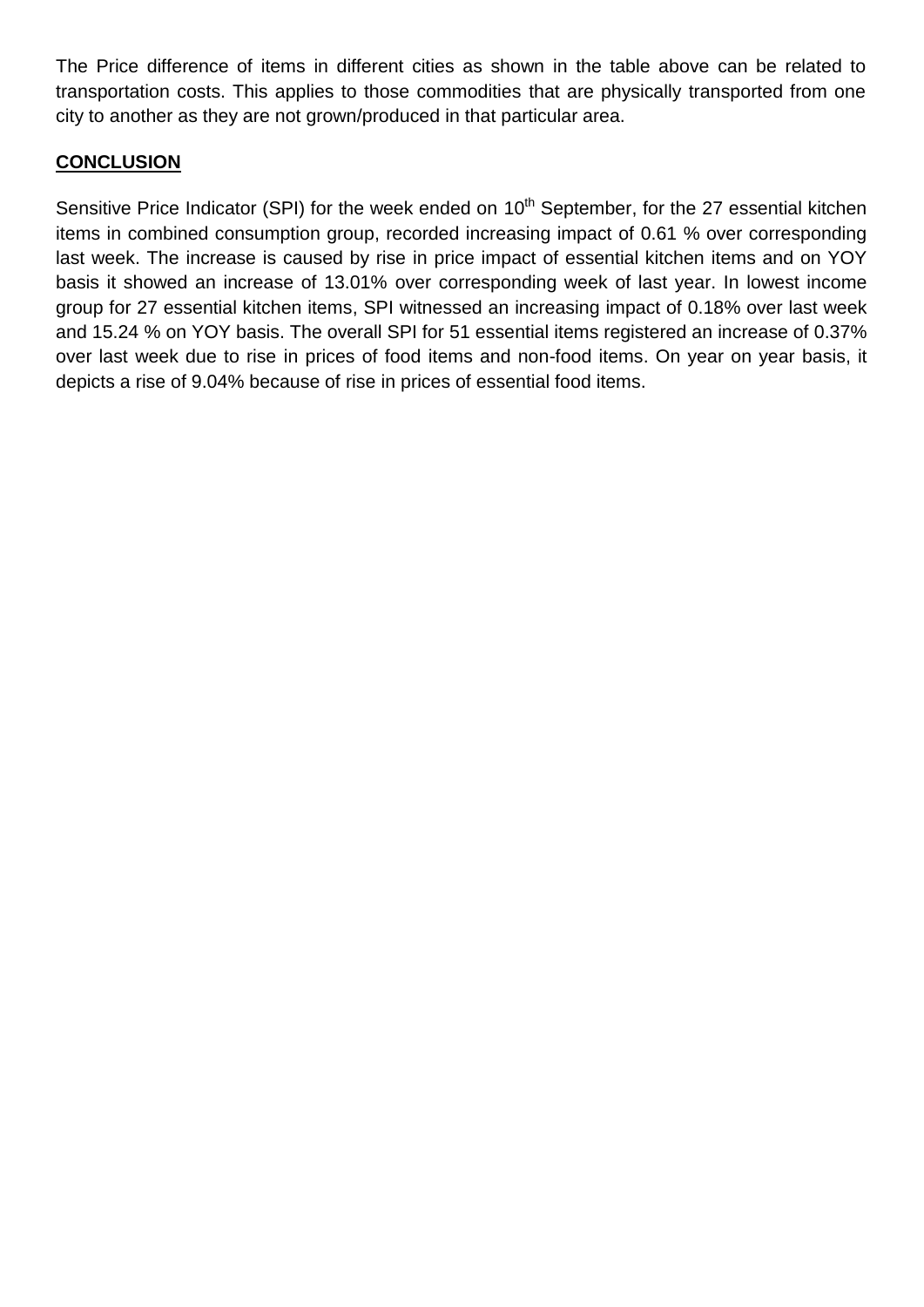The Price difference of items in different cities as shown in the table above can be related to transportation costs. This applies to those commodities that are physically transported from one city to another as they are not grown/produced in that particular area.

**CONCLUSION**

Sensitive Price Indicator (SPI) for the week ended on 10th September, for the 27 essential kitchen items in combined consumption group, recorded increasing impact of 0.61 % over corresponding last week. The increase is caused by rise in price impact of essential kitchen items and on YOY basis it showed an increase of 13.01% over corresponding week of last year. In lowest income group for 27 essential kitchen items, SPI witnessed an increasing impact of 0.18% over last week and 15.24 % on YOY basis. The overall SPI for 51 essential items registered an increase of 0.37% over last week due to rise in prices of food items and non-food items. On year on year basis, it depicts a rise of 9.04% because of rise in prices of essential food items.